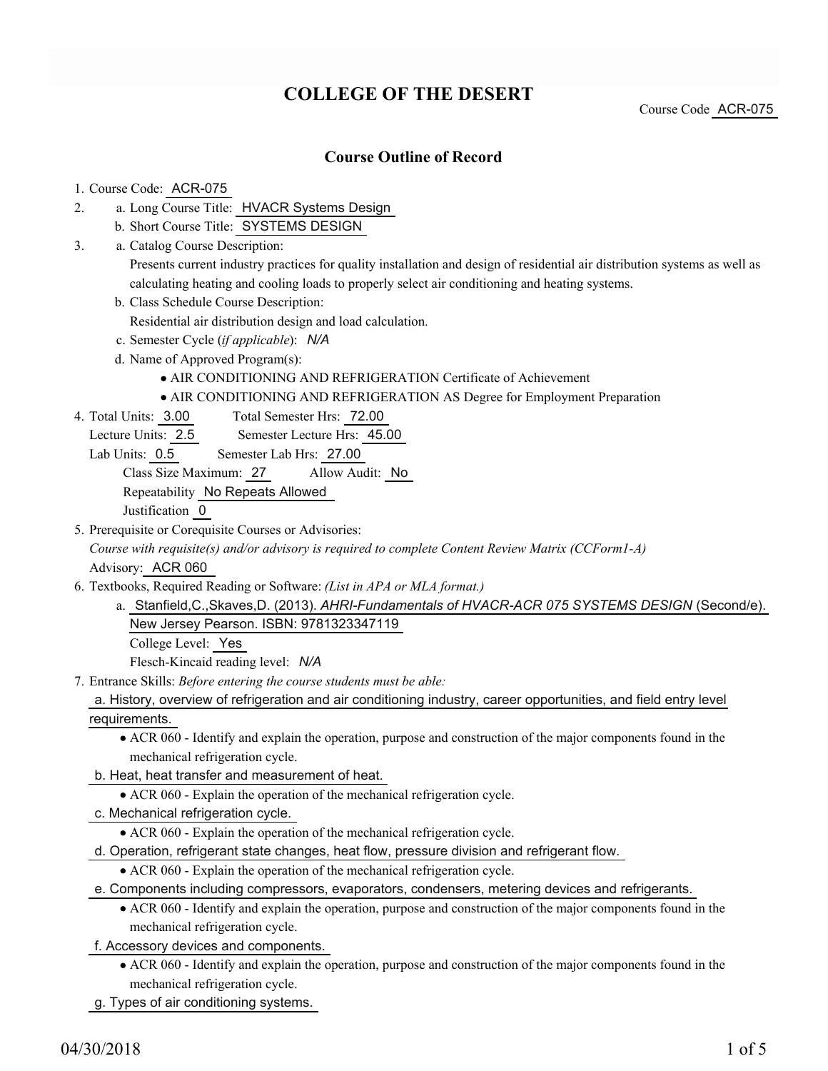# COLLEGE OF THE DESERT

Course Code ACR-075

## Course Outline of Record

1. Course Code: ACR-075
2. a. Long Course Title: HVACR Systems Design
   b. Short Course Title: SYSTEMS DESIGN
3. a. Catalog Course Description:
   Presents current industry practices for quality installation and design of residential air distribution systems as well as calculating heating and cooling loads to properly select air conditioning and heating systems.
   b. Class Schedule Course Description:
   Residential air distribution design and load calculation.
   c. Semester Cycle (*if applicable*): *N/A*
   d. Name of Approved Program(s):
      - AIR CONDITIONING AND REFRIGERATION Certificate of Achievement
      - AIR CONDITIONING AND REFRIGERATION AS Degree for Employment Preparation
4. Total Units: 3.00 Total Semester Hrs: 72.00
   Lecture Units: 2.5 Semester Lecture Hrs: 45.00
   Lab Units: 0.5 Semester Lab Hrs: 27.00
   Class Size Maximum: 27 Allow Audit: No
   Repeatability No Repeats Allowed
   Justification 0
5. Prerequisite or Corequisite Courses or Advisories:
   *Course with requisite(s) and/or advisory is required to complete Content Review Matrix (CCForm1-A)*
   Advisory: ACR 060
6. Textbooks, Required Reading or Software: *(List in APA or MLA format.)*
   a. Stanfield,C.,Skaves,D. (2013). *AHRI-Fundamentals of HVACR-ACR 075 SYSTEMS DESIGN* (Second/e). New Jersey Pearson. ISBN: 9781323347119
      College Level: Yes
      Flesch-Kincaid reading level: *N/A*
7. Entrance Skills: *Before entering the course students must be able:*
   a. History, overview of refrigeration and air conditioning industry, career opportunities, and field entry level requirements.
      - ACR 060 - Identify and explain the operation, purpose and construction of the major components found in the mechanical refrigeration cycle.
   b. Heat, heat transfer and measurement of heat.
      - ACR 060 - Explain the operation of the mechanical refrigeration cycle.
   c. Mechanical refrigeration cycle.
      - ACR 060 - Explain the operation of the mechanical refrigeration cycle.
   d. Operation, refrigerant state changes, heat flow, pressure division and refrigerant flow.
      - ACR 060 - Explain the operation of the mechanical refrigeration cycle.
   e. Components including compressors, evaporators, condensers, metering devices and refrigerants.
      - ACR 060 - Identify and explain the operation, purpose and construction of the major components found in the mechanical refrigeration cycle.
   f. Accessory devices and components.
      - ACR 060 - Identify and explain the operation, purpose and construction of the major components found in the mechanical refrigeration cycle.
   g. Types of air conditioning systems.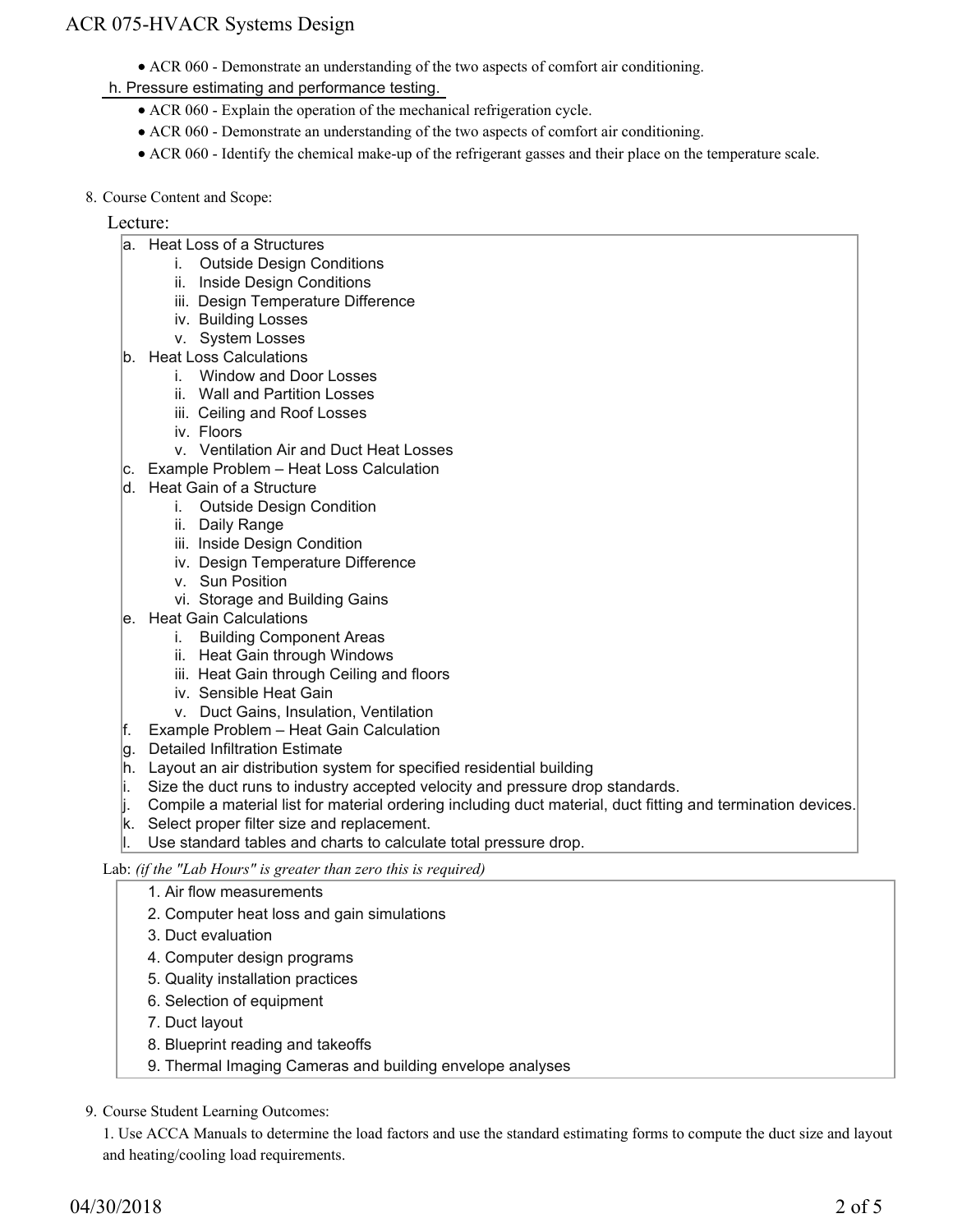- ACR 060 - Demonstrate an understanding of the two aspects of comfort air conditioning.

h. Pressure estimating and performance testing.

- ACR 060 - Explain the operation of the mechanical refrigeration cycle.
- ACR 060 - Demonstrate an understanding of the two aspects of comfort air conditioning.
- ACR 060 - Identify the chemical make-up of the refrigerant gasses and their place on the temperature scale.

8. Course Content and Scope:

Lecture:

a. Heat Loss of a Structures
   i. Outside Design Conditions
   ii. Inside Design Conditions
   iii. Design Temperature Difference
   iv. Building Losses
   v. System Losses
b. Heat Loss Calculations
   i. Window and Door Losses
   ii. Wall and Partition Losses
   iii. Ceiling and Roof Losses
   iv. Floors
   v. Ventilation Air and Duct Heat Losses
c. Example Problem – Heat Loss Calculation
d. Heat Gain of a Structure
   i. Outside Design Condition
   ii. Daily Range
   iii. Inside Design Condition
   iv. Design Temperature Difference
   v. Sun Position
   vi. Storage and Building Gains
e. Heat Gain Calculations
   i. Building Component Areas
   ii. Heat Gain through Windows
   iii. Heat Gain through Ceiling and floors
   iv. Sensible Heat Gain
   v. Duct Gains, Insulation, Ventilation
f. Example Problem – Heat Gain Calculation
g. Detailed Infiltration Estimate
h. Layout an air distribution system for specified residential building
i. Size the duct runs to industry accepted velocity and pressure drop standards.
j. Compile a material list for material ordering including duct material, duct fitting and termination devices.
k. Select proper filter size and replacement.
l. Use standard tables and charts to calculate total pressure drop.

Lab: *(if the "Lab Hours" is greater than zero this is required)*

1. Air flow measurements
2. Computer heat loss and gain simulations
3. Duct evaluation
4. Computer design programs
5. Quality installation practices
6. Selection of equipment
7. Duct layout
8. Blueprint reading and takeoffs
9. Thermal Imaging Cameras and building envelope analyses

9. Course Student Learning Outcomes:

1. Use ACCA Manuals to determine the load factors and use the standard estimating forms to compute the duct size and layout and heating/cooling load requirements.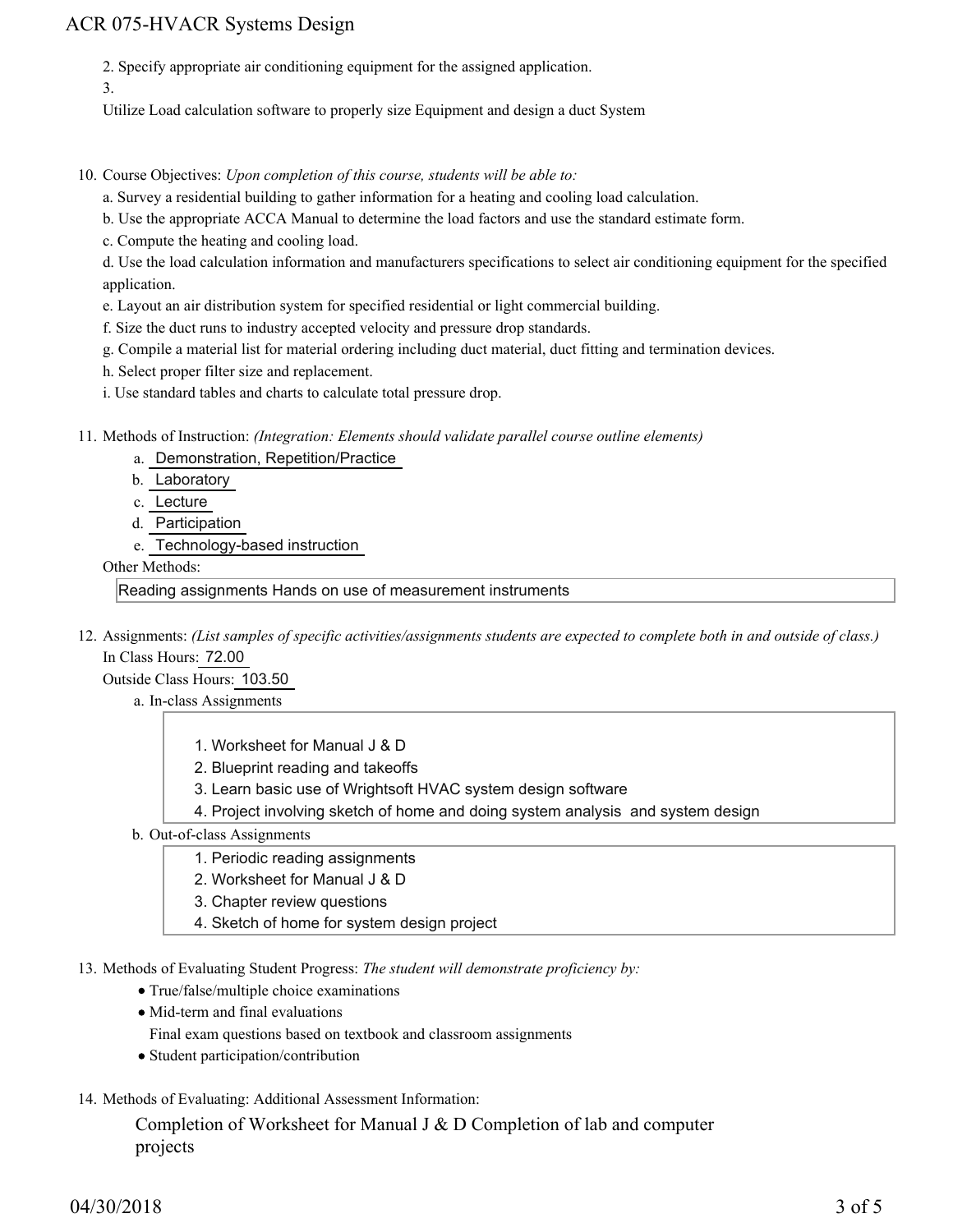2. Specify appropriate air conditioning equipment for the assigned application.

3.

Utilize Load calculation software to properly size Equipment and design a duct System

10. Course Objectives: *Upon completion of this course, students will be able to:*

    a. Survey a residential building to gather information for a heating and cooling load calculation.

    b. Use the appropriate ACCA Manual to determine the load factors and use the standard estimate form.

    c. Compute the heating and cooling load.

    d. Use the load calculation information and manufacturers specifications to select air conditioning equipment for the specified application.

    e. Layout an air distribution system for specified residential or light commercial building.

    f. Size the duct runs to industry accepted velocity and pressure drop standards.

    g. Compile a material list for material ordering including duct material, duct fitting and termination devices.

    h. Select proper filter size and replacement.

    i. Use standard tables and charts to calculate total pressure drop.

11. Methods of Instruction: *(Integration: Elements should validate parallel course outline elements)*

    a. Demonstration, Repetition/Practice
    b. Laboratory
    c. Lecture
    d. Participation
    e. Technology-based instruction

    Other Methods:

    Reading assignments Hands on use of measurement instruments

12. Assignments: *(List samples of specific activities/assignments students are expected to complete both in and outside of class.)*

    In Class Hours: 72.00

    Outside Class Hours: 103.50

    a. In-class Assignments

        1. Worksheet for Manual J & D
        2. Blueprint reading and takeoffs
        3. Learn basic use of Wrightsoft HVAC system design software
        4. Project involving sketch of home and doing system analysis and system design

    b. Out-of-class Assignments

        1. Periodic reading assignments
        2. Worksheet for Manual J & D
        3. Chapter review questions
        4. Sketch of home for system design project

13. Methods of Evaluating Student Progress: *The student will demonstrate proficiency by:*

    - True/false/multiple choice examinations
    - Mid-term and final evaluations

      Final exam questions based on textbook and classroom assignments
    - Student participation/contribution

14. Methods of Evaluating: Additional Assessment Information:

    Completion of Worksheet for Manual J & D Completion of lab and computer projects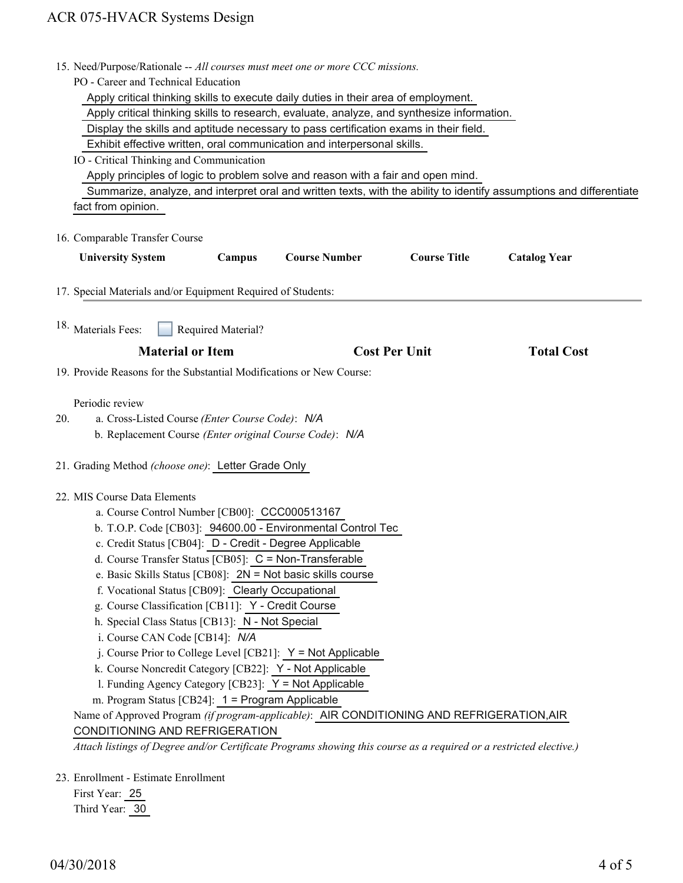15. Need/Purpose/Rationale -- *All courses must meet one or more CCC missions.*

PO - Career and Technical Education

Apply critical thinking skills to execute daily duties in their area of employment.

Apply critical thinking skills to research, evaluate, analyze, and synthesize information.

Display the skills and aptitude necessary to pass certification exams in their field.

Exhibit effective written, oral communication and interpersonal skills.

IO - Critical Thinking and Communication

Apply principles of logic to problem solve and reason with a fair and open mind.

Summarize, analyze, and interpret oral and written texts, with the ability to identify assumptions and differentiate fact from opinion.

16. Comparable Transfer Course

| University System | Campus | Course Number | Course Title | Catalog Year |
|---|---|---|---|---|

17. Special Materials and/or Equipment Required of Students:

18. Materials Fees: ☐ Required Material?

| Material or Item | Cost Per Unit | Total Cost |
|---|---|---|

19. Provide Reasons for the Substantial Modifications or New Course:

Periodic review

20.
   a. Cross-Listed Course *(Enter Course Code)*: *N/A*
   b. Replacement Course *(Enter original Course Code)*: *N/A*

21. Grading Method *(choose one)*: Letter Grade Only

22. MIS Course Data Elements
   a. Course Control Number [CB00]: CCC000513167
   b. T.O.P. Code [CB03]: 94600.00 - Environmental Control Tec
   c. Credit Status [CB04]: D - Credit - Degree Applicable
   d. Course Transfer Status [CB05]: C = Non-Transferable
   e. Basic Skills Status [CB08]: 2N = Not basic skills course
   f. Vocational Status [CB09]: Clearly Occupational
   g. Course Classification [CB11]: Y - Credit Course
   h. Special Class Status [CB13]: N - Not Special
   i. Course CAN Code [CB14]: *N/A*
   j. Course Prior to College Level [CB21]: Y = Not Applicable
   k. Course Noncredit Category [CB22]: Y - Not Applicable
   l. Funding Agency Category [CB23]: Y = Not Applicable
   m. Program Status [CB24]: 1 = Program Applicable

   Name of Approved Program *(if program-applicable)*: AIR CONDITIONING AND REFRIGERATION,AIR CONDITIONING AND REFRIGERATION

   *Attach listings of Degree and/or Certificate Programs showing this course as a required or a restricted elective.)*

23. Enrollment - Estimate Enrollment

First Year: 25

Third Year: 30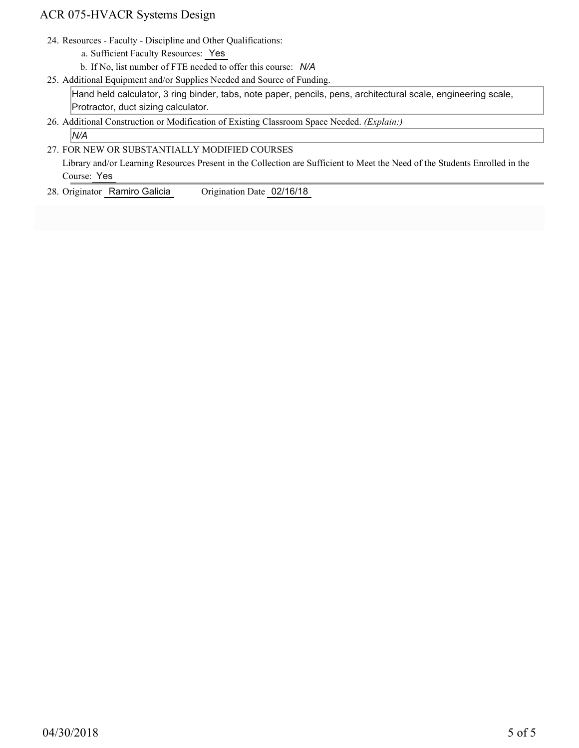24. Resources - Faculty - Discipline and Other Qualifications:
    a. Sufficient Faculty Resources: Yes
    b. If No, list number of FTE needed to offer this course: *N/A*
25. Additional Equipment and/or Supplies Needed and Source of Funding.

    Hand held calculator, 3 ring binder, tabs, note paper, pencils, pens, architectural scale, engineering scale, Protractor, duct sizing calculator.

26. Additional Construction or Modification of Existing Classroom Space Needed. *(Explain:)*

    *N/A*

27. FOR NEW OR SUBSTANTIALLY MODIFIED COURSES

    Library and/or Learning Resources Present in the Collection are Sufficient to Meet the Need of the Students Enrolled in the Course: Yes

28. Originator Ramiro Galicia Origination Date 02/16/18